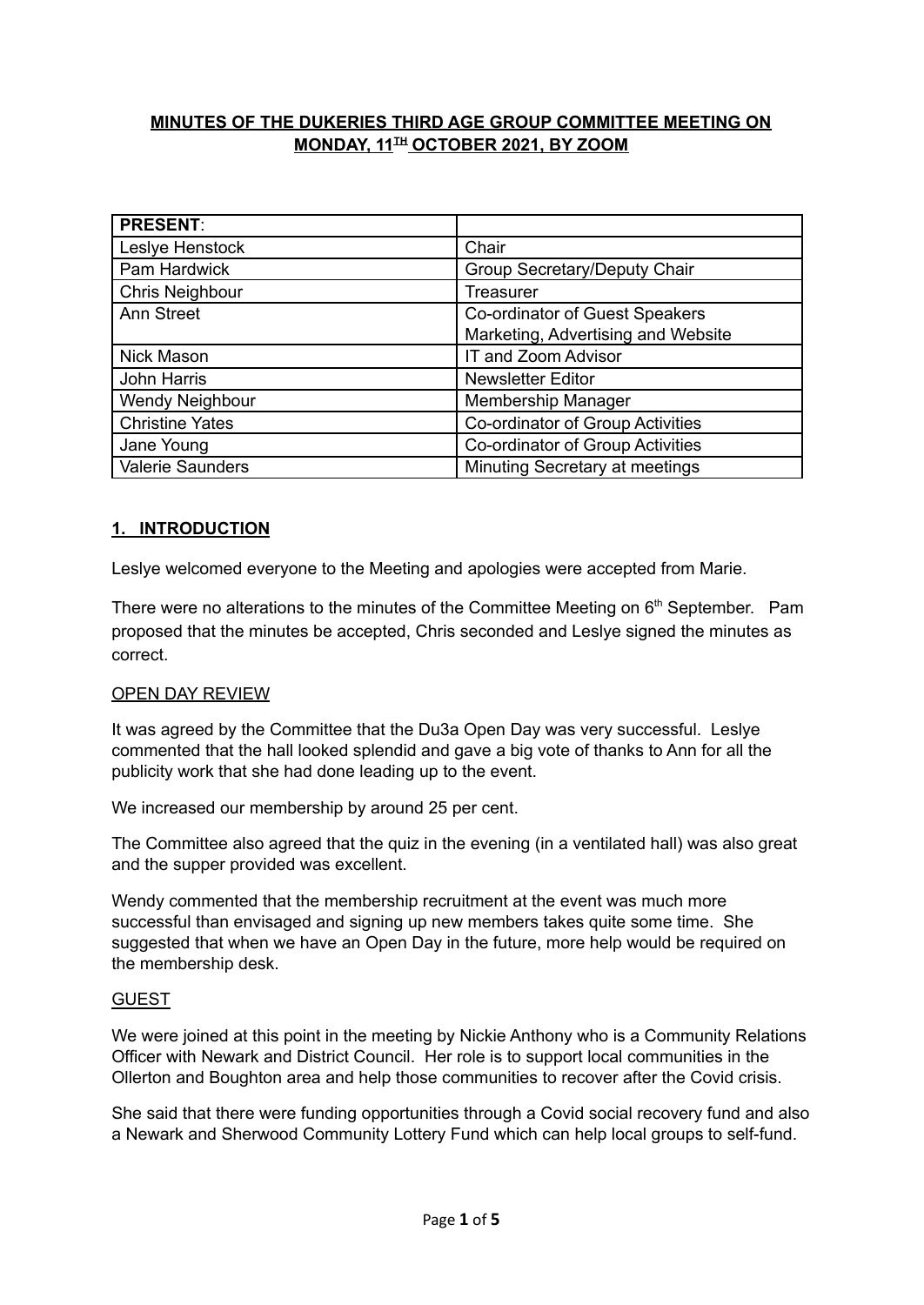# MINUTES OF THE DUKERIES THIRD AGE GROUP COMMITTEE MEETING ON MONDAY, 11TH OCTOBER 2021, BY ZOOM

| **PRESENT**: | |
|---|---|
| Leslye Henstock | Chair |
| Pam Hardwick | Group Secretary/Deputy Chair |
| Chris Neighbour | Treasurer |
| Ann Street | Co-ordinator of Guest Speakers<br>Marketing, Advertising and Website |
| Nick Mason | IT and Zoom Advisor |
| John Harris | Newsletter Editor |
| Wendy Neighbour | Membership Manager |
| Christine Yates | Co-ordinator of Group Activities |
| Jane Young | Co-ordinator of Group Activities |
| Valerie Saunders | Minuting Secretary at meetings |

## 1. INTRODUCTION

Leslye welcomed everyone to the Meeting and apologies were accepted from Marie.

There were no alterations to the minutes of the Committee Meeting on 6th September. Pam proposed that the minutes be accepted, Chris seconded and Leslye signed the minutes as correct.

### OPEN DAY REVIEW

It was agreed by the Committee that the Du3a Open Day was very successful. Leslye commented that the hall looked splendid and gave a big vote of thanks to Ann for all the publicity work that she had done leading up to the event.

We increased our membership by around 25 per cent.

The Committee also agreed that the quiz in the evening (in a ventilated hall) was also great and the supper provided was excellent.

Wendy commented that the membership recruitment at the event was much more successful than envisaged and signing up new members takes quite some time. She suggested that when we have an Open Day in the future, more help would be required on the membership desk.

### GUEST

We were joined at this point in the meeting by Nickie Anthony who is a Community Relations Officer with Newark and District Council. Her role is to support local communities in the Ollerton and Boughton area and help those communities to recover after the Covid crisis.

She said that there were funding opportunities through a Covid social recovery fund and also a Newark and Sherwood Community Lottery Fund which can help local groups to self-fund.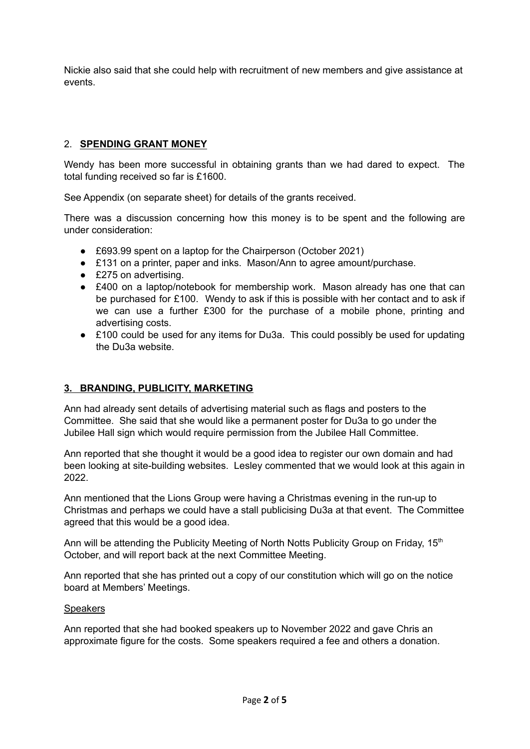Nickie also said that she could help with recruitment of new members and give assistance at events.

## 2. **SPENDING GRANT MONEY**

Wendy has been more successful in obtaining grants than we had dared to expect. The total funding received so far is £1600.

See Appendix (on separate sheet) for details of the grants received.

There was a discussion concerning how this money is to be spent and the following are under consideration:

- £693.99 spent on a laptop for the Chairperson (October 2021)
- £131 on a printer, paper and inks. Mason/Ann to agree amount/purchase.
- £275 on advertising.
- £400 on a laptop/notebook for membership work. Mason already has one that can be purchased for £100. Wendy to ask if this is possible with her contact and to ask if we can use a further £300 for the purchase of a mobile phone, printing and advertising costs.
- £100 could be used for any items for Du3a. This could possibly be used for updating the Du3a website.

## **3. BRANDING, PUBLICITY, MARKETING**

Ann had already sent details of advertising material such as flags and posters to the Committee. She said that she would like a permanent poster for Du3a to go under the Jubilee Hall sign which would require permission from the Jubilee Hall Committee.

Ann reported that she thought it would be a good idea to register our own domain and had been looking at site-building websites. Lesley commented that we would look at this again in 2022.

Ann mentioned that the Lions Group were having a Christmas evening in the run-up to Christmas and perhaps we could have a stall publicising Du3a at that event. The Committee agreed that this would be a good idea.

Ann will be attending the Publicity Meeting of North Notts Publicity Group on Friday, 15th October, and will report back at the next Committee Meeting.

Ann reported that she has printed out a copy of our constitution which will go on the notice board at Members' Meetings.

### Speakers

Ann reported that she had booked speakers up to November 2022 and gave Chris an approximate figure for the costs. Some speakers required a fee and others a donation.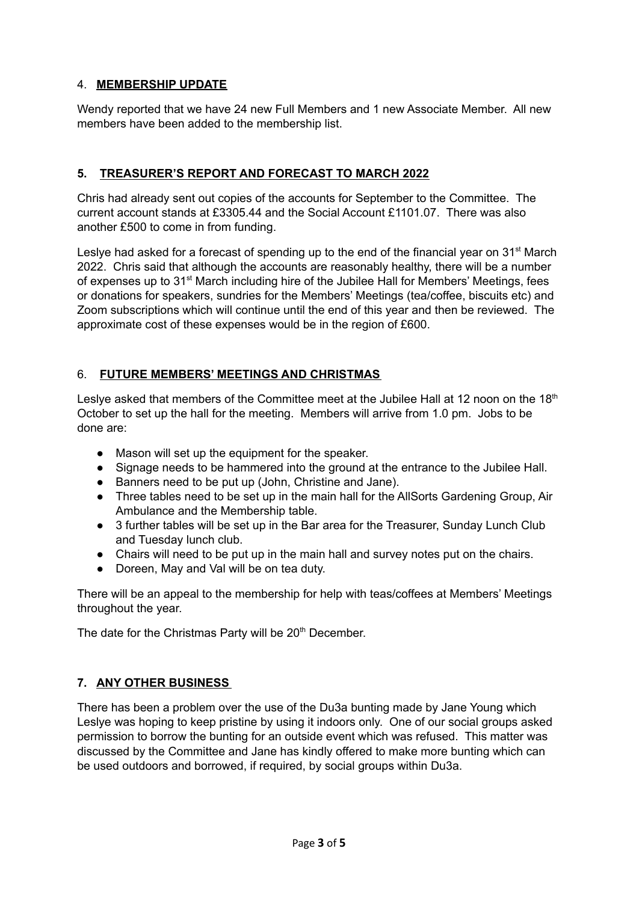## 4. **MEMBERSHIP UPDATE**

Wendy reported that we have 24 new Full Members and 1 new Associate Member. All new members have been added to the membership list.

## **5. TREASURER'S REPORT AND FORECAST TO MARCH 2022**

Chris had already sent out copies of the accounts for September to the Committee. The current account stands at £3305.44 and the Social Account £1101.07. There was also another £500 to come in from funding.

Leslye had asked for a forecast of spending up to the end of the financial year on 31st March 2022. Chris said that although the accounts are reasonably healthy, there will be a number of expenses up to 31st March including hire of the Jubilee Hall for Members' Meetings, fees or donations for speakers, sundries for the Members' Meetings (tea/coffee, biscuits etc) and Zoom subscriptions which will continue until the end of this year and then be reviewed. The approximate cost of these expenses would be in the region of £600.

## 6. **FUTURE MEMBERS' MEETINGS AND CHRISTMAS**

Leslye asked that members of the Committee meet at the Jubilee Hall at 12 noon on the 18th October to set up the hall for the meeting. Members will arrive from 1.0 pm. Jobs to be done are:

- Mason will set up the equipment for the speaker.
- Signage needs to be hammered into the ground at the entrance to the Jubilee Hall.
- Banners need to be put up (John, Christine and Jane).
- Three tables need to be set up in the main hall for the AllSorts Gardening Group, Air Ambulance and the Membership table.
- 3 further tables will be set up in the Bar area for the Treasurer, Sunday Lunch Club and Tuesday lunch club.
- Chairs will need to be put up in the main hall and survey notes put on the chairs.
- Doreen, May and Val will be on tea duty.

There will be an appeal to the membership for help with teas/coffees at Members' Meetings throughout the year.

The date for the Christmas Party will be 20th December.

## **7. ANY OTHER BUSINESS**

There has been a problem over the use of the Du3a bunting made by Jane Young which Leslye was hoping to keep pristine by using it indoors only. One of our social groups asked permission to borrow the bunting for an outside event which was refused. This matter was discussed by the Committee and Jane has kindly offered to make more bunting which can be used outdoors and borrowed, if required, by social groups within Du3a.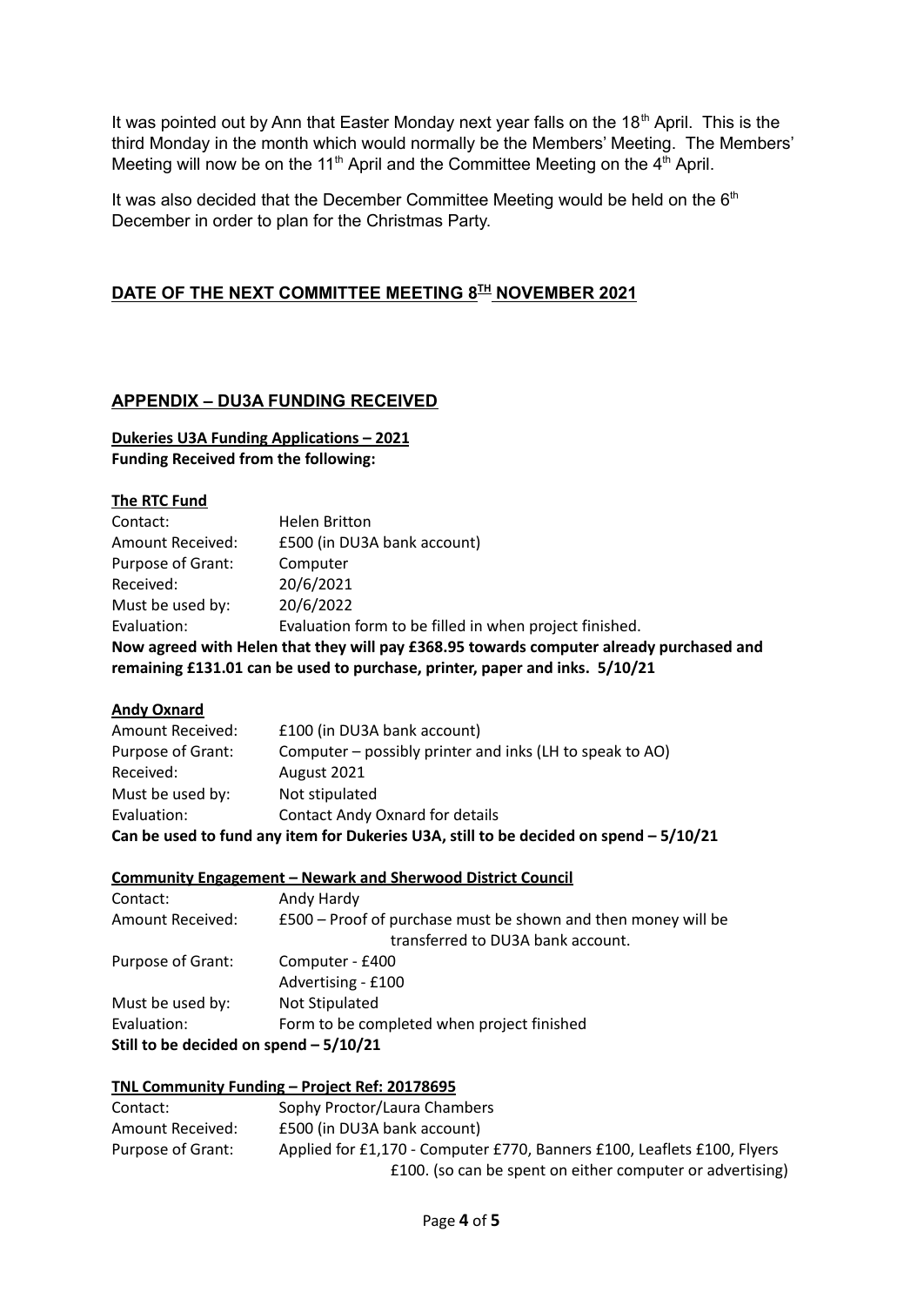It was pointed out by Ann that Easter Monday next year falls on the 18th April. This is the third Monday in the month which would normally be the Members' Meeting. The Members' Meeting will now be on the 11th April and the Committee Meeting on the 4th April.

It was also decided that the December Committee Meeting would be held on the 6th December in order to plan for the Christmas Party.

## DATE OF THE NEXT COMMITTEE MEETING 8TH NOVEMBER 2021

## APPENDIX – DU3A FUNDING RECEIVED

**Dukeries U3A Funding Applications – 2021**
**Funding Received from the following:**

**The RTC Fund**

| | |
|---|---|
| Contact: | Helen Britton |
| Amount Received: | £500 (in DU3A bank account) |
| Purpose of Grant: | Computer |
| Received: | 20/6/2021 |
| Must be used by: | 20/6/2022 |
| Evaluation: | Evaluation form to be filled in when project finished. |

**Now agreed with Helen that they will pay £368.95 towards computer already purchased and remaining £131.01 can be used to purchase, printer, paper and inks. 5/10/21**

**Andy Oxnard**

| | |
|---|---|
| Amount Received: | £100 (in DU3A bank account) |
| Purpose of Grant: | Computer – possibly printer and inks (LH to speak to AO) |
| Received: | August 2021 |
| Must be used by: | Not stipulated |
| Evaluation: | Contact Andy Oxnard for details |

**Can be used to fund any item for Dukeries U3A, still to be decided on spend – 5/10/21**

**Community Engagement – Newark and Sherwood District Council**

| | |
|---|---|
| Contact: | Andy Hardy |
| Amount Received: | £500 – Proof of purchase must be shown and then money will be transferred to DU3A bank account. |
| Purpose of Grant: | Computer - £400<br>Advertising - £100 |
| Must be used by: | Not Stipulated |
| Evaluation: | Form to be completed when project finished |

**Still to be decided on spend – 5/10/21**

**TNL Community Funding – Project Ref: 20178695**

| | |
|---|---|
| Contact: | Sophy Proctor/Laura Chambers |
| Amount Received: | £500 (in DU3A bank account) |
| Purpose of Grant: | Applied for £1,170 - Computer £770, Banners £100, Leaflets £100, Flyers £100. (so can be spent on either computer or advertising) |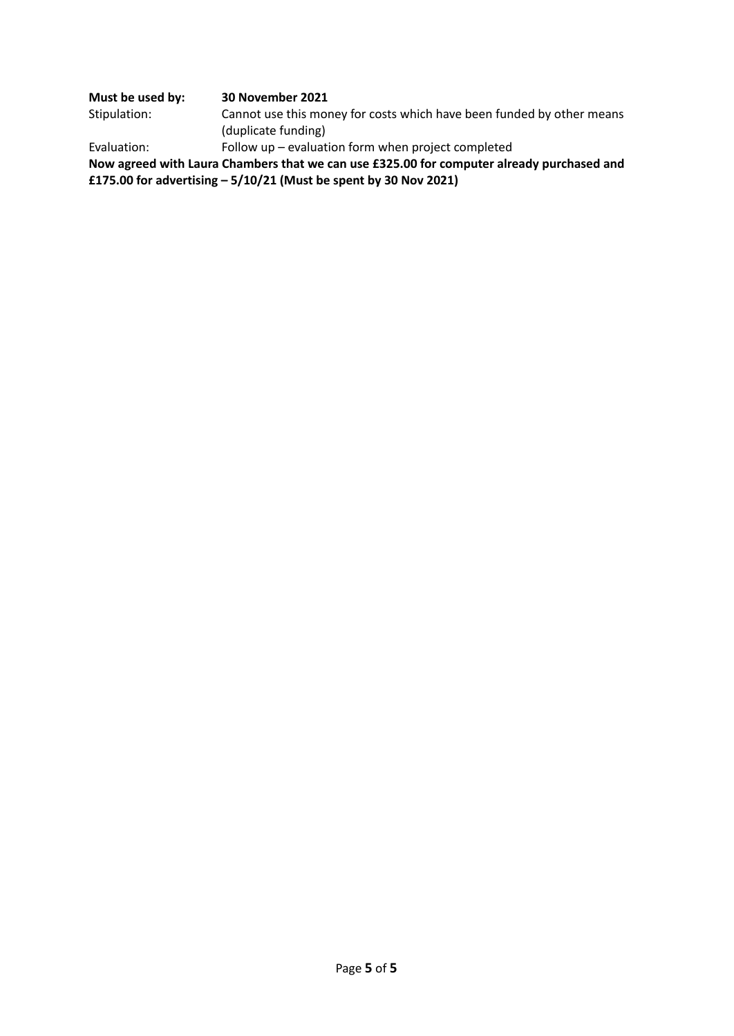**Must be used by:** **30 November 2021**

Stipulation: Cannot use this money for costs which have been funded by other means (duplicate funding)

Evaluation: Follow up – evaluation form when project completed

**Now agreed with Laura Chambers that we can use £325.00 for computer already purchased and £175.00 for advertising – 5/10/21 (Must be spent by 30 Nov 2021)**